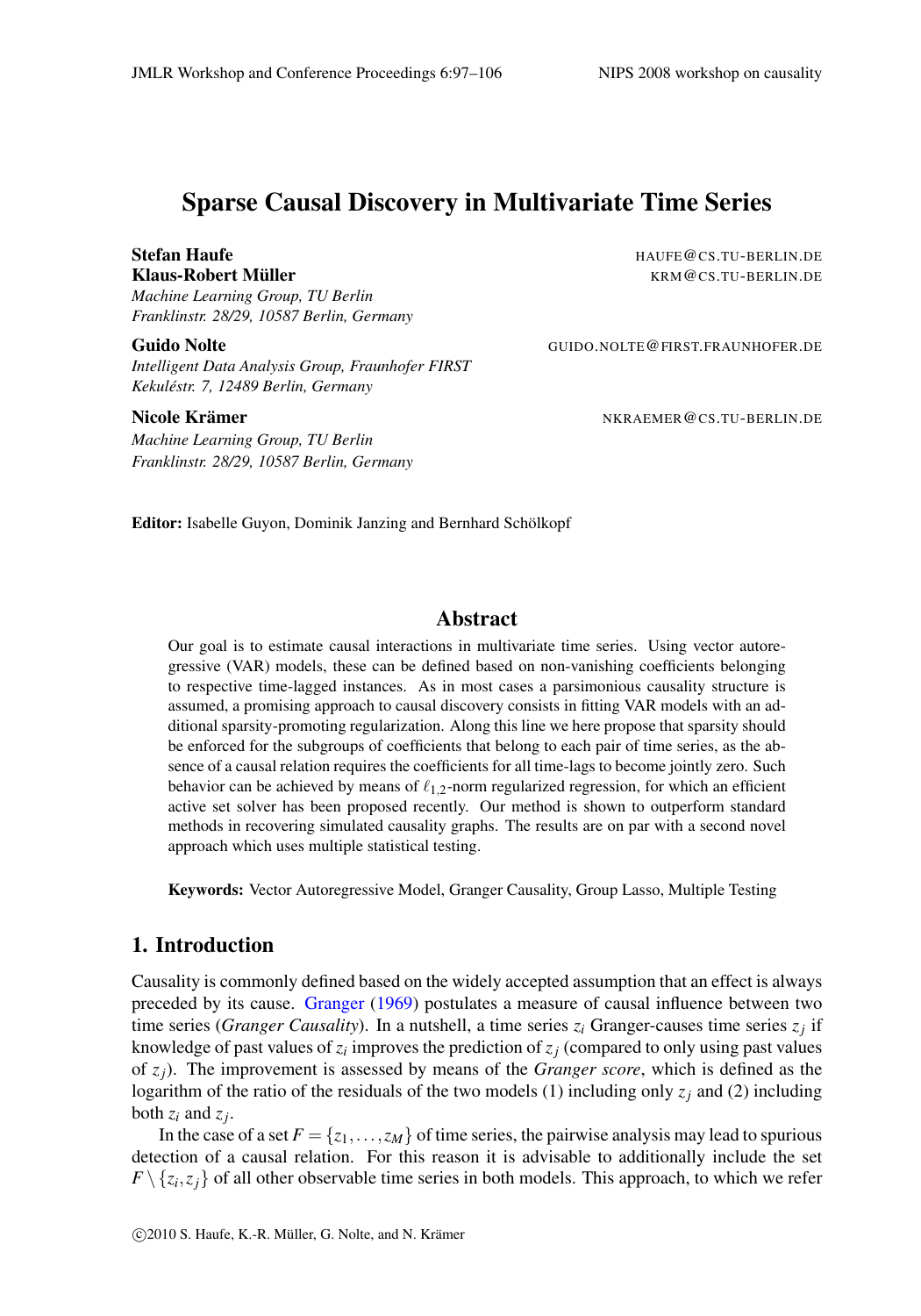# Sparse Causal Discovery in Multivariate Time Series

**Stefan Haufe** HAUFE@CS.TU-BERLIN.DE
**Klaus-Robert Müller** KRM@CS.TU-BERLIN.DE
*Machine Learning Group, TU Berlin*
*Franklinstr. 28/29, 10587 Berlin, Germany*

**Guido Nolte** GUIDO.NOLTE@FIRST.FRAUNHOFER.DE
*Intelligent Data Analysis Group, Fraunhofer FIRST*
*Kekuléstr. 7, 12489 Berlin, Germany*

**Nicole Krämer** NKRAEMER@CS.TU-BERLIN.DE
*Machine Learning Group, TU Berlin*
*Franklinstr. 28/29, 10587 Berlin, Germany*

**Editor:** Isabelle Guyon, Dominik Janzing and Bernhard Schölkopf

## Abstract

Our goal is to estimate causal interactions in multivariate time series. Using vector autoregressive (VAR) models, these can be defined based on non-vanishing coefficients belonging to respective time-lagged instances. As in most cases a parsimonious causality structure is assumed, a promising approach to causal discovery consists in fitting VAR models with an additional sparsity-promoting regularization. Along this line we here propose that sparsity should be enforced for the subgroups of coefficients that belong to each pair of time series, as the absence of a causal relation requires the coefficients for all time-lags to become jointly zero. Such behavior can be achieved by means of $\ell_{1,2}$-norm regularized regression, for which an efficient active set solver has been proposed recently. Our method is shown to outperform standard methods in recovering simulated causality graphs. The results are on par with a second novel approach which uses multiple statistical testing.

**Keywords:** Vector Autoregressive Model, Granger Causality, Group Lasso, Multiple Testing

## 1. Introduction

Causality is commonly defined based on the widely accepted assumption that an effect is always preceded by its cause. Granger (1969) postulates a measure of causal influence between two time series (*Granger Causality*). In a nutshell, a time series $z_i$ Granger-causes time series $z_j$ if knowledge of past values of $z_i$ improves the prediction of $z_j$ (compared to only using past values of $z_j$). The improvement is assessed by means of the *Granger score*, which is defined as the logarithm of the ratio of the residuals of the two models (1) including only $z_j$ and (2) including both $z_i$ and $z_j$.

In the case of a set $F = \{z_1, \ldots, z_M\}$ of time series, the pairwise analysis may lead to spurious detection of a causal relation. For this reason it is advisable to additionally include the set $F \setminus \{z_i, z_j\}$ of all other observable time series in both models. This approach, to which we refer

©2010 S. Haufe, K.-R. Müller, G. Nolte, and N. Krämer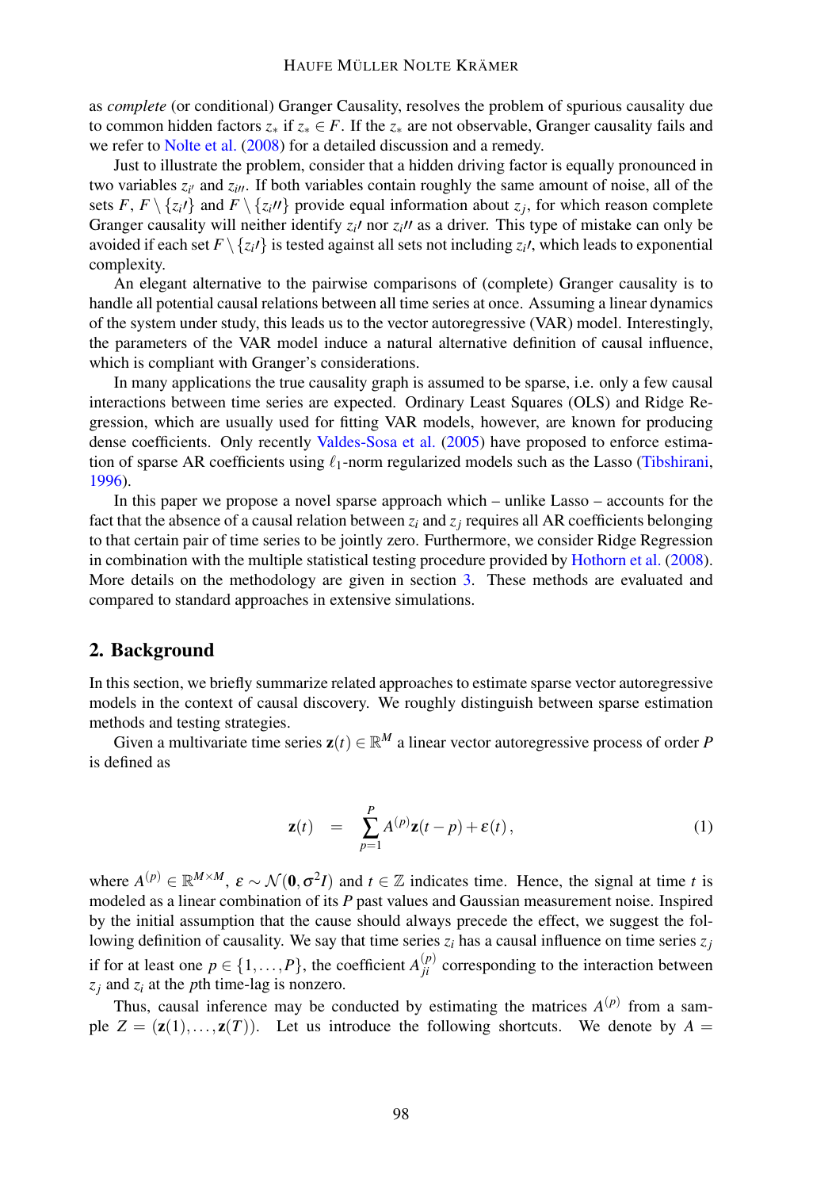as *complete* (or conditional) Granger Causality, resolves the problem of spurious causality due to common hidden factors $z_*$ if $z_* \in F$. If the $z_*$ are not observable, Granger causality fails and we refer to Nolte et al. (2008) for a detailed discussion and a remedy.

Just to illustrate the problem, consider that a hidden driving factor is equally pronounced in two variables $z_{i'}$ and $z_{i''}$. If both variables contain roughly the same amount of noise, all of the sets $F$, $F \setminus \{z_{i'}\}$ and $F \setminus \{z_{i''}\}$ provide equal information about $z_j$, for which reason complete Granger causality will neither identify $z_{i'}$ nor $z_{i''}$ as a driver. This type of mistake can only be avoided if each set $F \setminus \{z_{i'}\}$ is tested against all sets not including $z_{i'}$, which leads to exponential complexity.

An elegant alternative to the pairwise comparisons of (complete) Granger causality is to handle all potential causal relations between all time series at once. Assuming a linear dynamics of the system under study, this leads us to the vector autoregressive (VAR) model. Interestingly, the parameters of the VAR model induce a natural alternative definition of causal influence, which is compliant with Granger's considerations.

In many applications the true causality graph is assumed to be sparse, i.e. only a few causal interactions between time series are expected. Ordinary Least Squares (OLS) and Ridge Regression, which are usually used for fitting VAR models, however, are known for producing dense coefficients. Only recently Valdes-Sosa et al. (2005) have proposed to enforce estimation of sparse AR coefficients using $\ell_1$-norm regularized models such as the Lasso (Tibshirani, 1996).

In this paper we propose a novel sparse approach which – unlike Lasso – accounts for the fact that the absence of a causal relation between $z_i$ and $z_j$ requires all AR coefficients belonging to that certain pair of time series to be jointly zero. Furthermore, we consider Ridge Regression in combination with the multiple statistical testing procedure provided by Hothorn et al. (2008). More details on the methodology are given in section 3. These methods are evaluated and compared to standard approaches in extensive simulations.

## 2. Background

In this section, we briefly summarize related approaches to estimate sparse vector autoregressive models in the context of causal discovery. We roughly distinguish between sparse estimation methods and testing strategies.

Given a multivariate time series $\mathbf{z}(t) \in \mathbb{R}^M$ a linear vector autoregressive process of order $P$ is defined as

$$\mathbf{z}(t) \quad = \quad \sum_{p=1}^{P} A^{(p)} \mathbf{z}(t-p) + \boldsymbol{\varepsilon}(t)\,, \tag{1}$$

where $A^{(p)} \in \mathbb{R}^{M \times M}$, $\boldsymbol{\varepsilon} \sim \mathcal{N}(\mathbf{0}, \sigma^2 I)$ and $t \in \mathbb{Z}$ indicates time. Hence, the signal at time $t$ is modeled as a linear combination of its $P$ past values and Gaussian measurement noise. Inspired by the initial assumption that the cause should always precede the effect, we suggest the following definition of causality. We say that time series $z_i$ has a causal influence on time series $z_j$ if for at least one $p \in \{1, \ldots, P\}$, the coefficient $A^{(p)}_{ji}$ corresponding to the interaction between $z_j$ and $z_i$ at the $p$th time-lag is nonzero.

Thus, causal inference may be conducted by estimating the matrices $A^{(p)}$ from a sample $Z = (\mathbf{z}(1), \ldots, \mathbf{z}(T))$. Let us introduce the following shortcuts. We denote by $A =$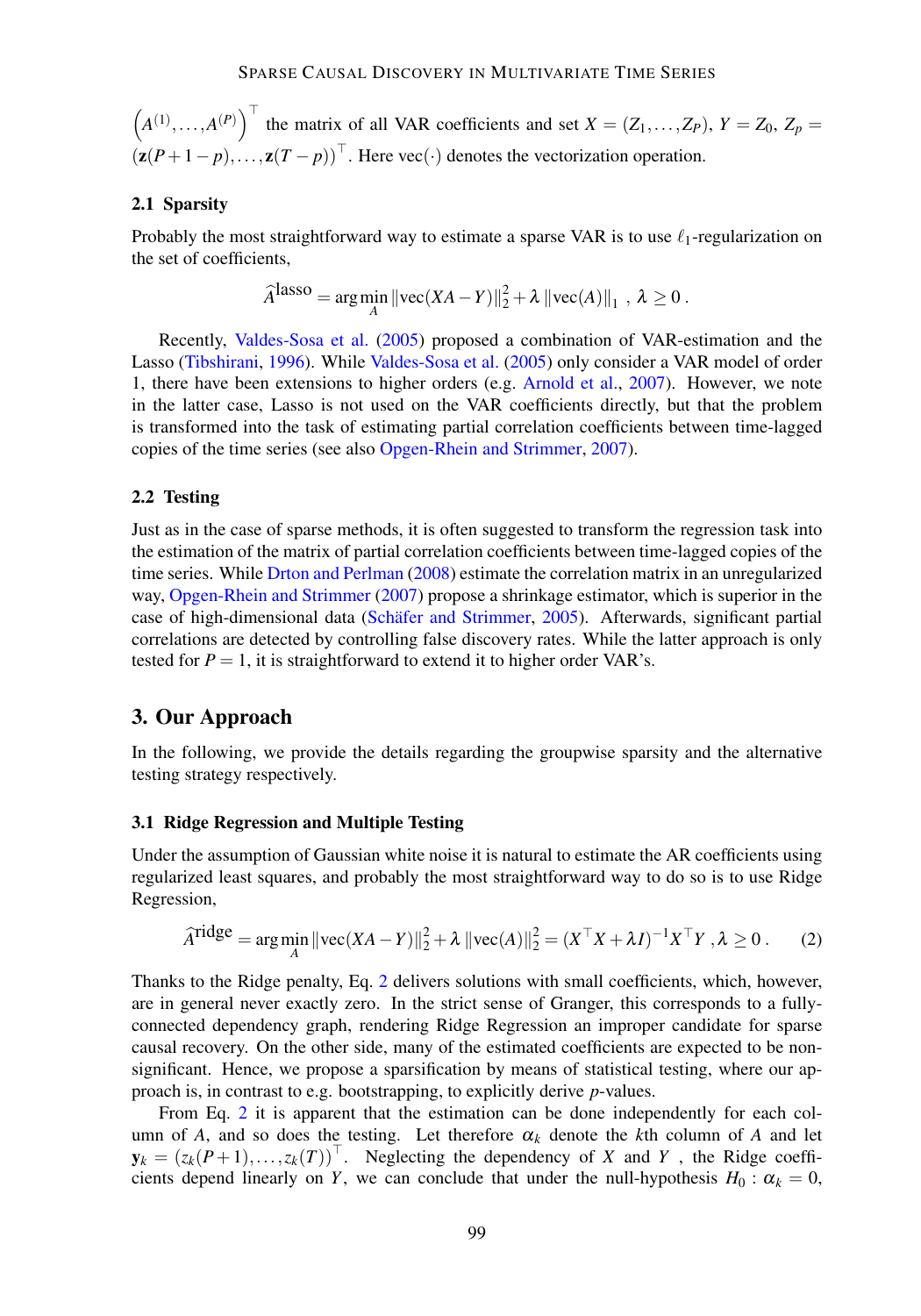$\left(A^{(1)},\ldots,A^{(P)}\right)^\top$ the matrix of all VAR coefficients and set $X = (Z_1,\ldots,Z_P)$, $Y = Z_0$, $Z_p = (\mathbf{z}(P+1-p),\ldots,\mathbf{z}(T-p))^\top$. Here vec$(\cdot)$ denotes the vectorization operation.

### 2.1 Sparsity

Probably the most straightforward way to estimate a sparse VAR is to use $\ell_1$-regularization on the set of coefficients,

$$\widehat{A}^{\text{lasso}} = \arg\min_A \|\text{vec}(XA-Y)\|_2^2 + \lambda \|\text{vec}(A)\|_1 \ , \ \lambda \geq 0 \, .$$

Recently, Valdes-Sosa et al. (2005) proposed a combination of VAR-estimation and the Lasso (Tibshirani, 1996). While Valdes-Sosa et al. (2005) only consider a VAR model of order 1, there have been extensions to higher orders (e.g. Arnold et al., 2007). However, we note in the latter case, Lasso is not used on the VAR coefficients directly, but that the problem is transformed into the task of estimating partial correlation coefficients between time-lagged copies of the time series (see also Opgen-Rhein and Strimmer, 2007).

### 2.2 Testing

Just as in the case of sparse methods, it is often suggested to transform the regression task into the estimation of the matrix of partial correlation coefficients between time-lagged copies of the time series. While Drton and Perlman (2008) estimate the correlation matrix in an unregularized way, Opgen-Rhein and Strimmer (2007) propose a shrinkage estimator, which is superior in the case of high-dimensional data (Schäfer and Strimmer, 2005). Afterwards, significant partial correlations are detected by controlling false discovery rates. While the latter approach is only tested for $P = 1$, it is straightforward to extend it to higher order VAR's.

## 3. Our Approach

In the following, we provide the details regarding the groupwise sparsity and the alternative testing strategy respectively.

### 3.1 Ridge Regression and Multiple Testing

Under the assumption of Gaussian white noise it is natural to estimate the AR coefficients using regularized least squares, and probably the most straightforward way to do so is to use Ridge Regression,

$$\widehat{A}^{\text{ridge}} = \arg\min_A \|\text{vec}(XA-Y)\|_2^2 + \lambda \|\text{vec}(A)\|_2^2 = (X^\top X + \lambda I)^{-1} X^\top Y \, , \lambda \geq 0 \, . \tag{2}$$

Thanks to the Ridge penalty, Eq. 2 delivers solutions with small coefficients, which, however, are in general never exactly zero. In the strict sense of Granger, this corresponds to a fully-connected dependency graph, rendering Ridge Regression an improper candidate for sparse causal recovery. On the other side, many of the estimated coefficients are expected to be non-significant. Hence, we propose a sparsification by means of statistical testing, where our approach is, in contrast to e.g. bootstrapping, to explicitly derive $p$-values.

From Eq. 2 it is apparent that the estimation can be done independently for each column of $A$, and so does the testing. Let therefore $\alpha_k$ denote the $k$th column of $A$ and let $\mathbf{y}_k = (z_k(P+1),\ldots,z_k(T))^\top$. Neglecting the dependency of $X$ and $Y$ , the Ridge coefficients depend linearly on $Y$, we can conclude that under the null-hypothesis $H_0 : \alpha_k = 0$,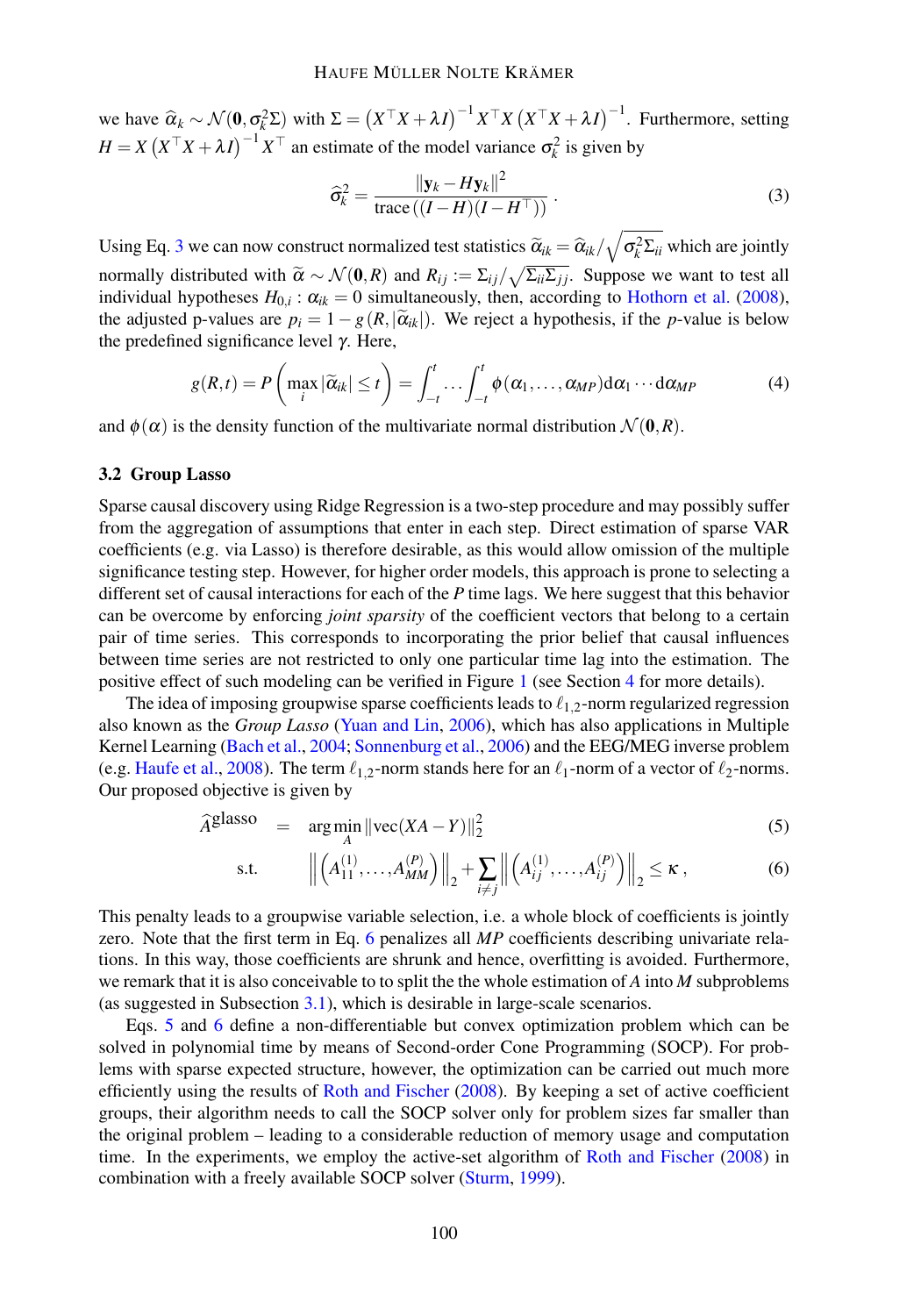we have $\widehat{\alpha}_k \sim \mathcal{N}(\mathbf{0}, \sigma_k^2 \Sigma)$ with $\Sigma = \left(X^\top X + \lambda I\right)^{-1} X^\top X \left(X^\top X + \lambda I\right)^{-1}$. Furthermore, setting $H = X\left(X^\top X + \lambda I\right)^{-1} X^\top$ an estimate of the model variance $\sigma_k^2$ is given by

$$\widehat{\sigma}_k^2 = \frac{\|\mathbf{y}_k - H\mathbf{y}_k\|^2}{\operatorname{trace}\left((I-H)(I-H^\top)\right)} . \tag{3}$$

Using Eq. 3 we can now construct normalized test statistics $\widetilde{\alpha}_{ik} = \widehat{\alpha}_{ik} / \sqrt{\widehat{\sigma}_k^2 \Sigma_{ii}}$ which are jointly normally distributed with $\widetilde{\alpha} \sim \mathcal{N}(\mathbf{0}, R)$ and $R_{ij} := \Sigma_{ij} / \sqrt{\Sigma_{ii}\Sigma_{jj}}$. Suppose we want to test all individual hypotheses $H_{0,i} : \alpha_{ik} = 0$ simultaneously, then, according to Hothorn et al. (2008), the adjusted p-values are $p_i = 1 - g(R, |\widetilde{\alpha}_{ik}|)$. We reject a hypothesis, if the $p$-value is below the predefined significance level $\gamma$. Here,

$$g(R,t) = P\left(\max_i |\widetilde{\alpha}_{ik}| \leq t\right) = \int_{-t}^{t} \cdots \int_{-t}^{t} \phi(\alpha_1, \ldots, \alpha_{MP}) \mathrm{d}\alpha_1 \cdots \mathrm{d}\alpha_{MP} \tag{4}$$

and $\phi(\alpha)$ is the density function of the multivariate normal distribution $\mathcal{N}(\mathbf{0}, R)$.

### 3.2 Group Lasso

Sparse causal discovery using Ridge Regression is a two-step procedure and may possibly suffer from the aggregation of assumptions that enter in each step. Direct estimation of sparse VAR coefficients (e.g. via Lasso) is therefore desirable, as this would allow omission of the multiple significance testing step. However, for higher order models, this approach is prone to selecting a different set of causal interactions for each of the $P$ time lags. We here suggest that this behavior can be overcome by enforcing *joint sparsity* of the coefficient vectors that belong to a certain pair of time series. This corresponds to incorporating the prior belief that causal influences between time series are not restricted to only one particular time lag into the estimation. The positive effect of such modeling can be verified in Figure 1 (see Section 4 for more details).

The idea of imposing groupwise sparse coefficients leads to $\ell_{1,2}$-norm regularized regression also known as the *Group Lasso* (Yuan and Lin, 2006), which has also applications in Multiple Kernel Learning (Bach et al., 2004; Sonnenburg et al., 2006) and the EEG/MEG inverse problem (e.g. Haufe et al., 2008). The term $\ell_{1,2}$-norm stands here for an $\ell_1$-norm of a vector of $\ell_2$-norms. Our proposed objective is given by

$$\widehat{A}^{\text{glasso}} \quad = \quad \arg\min_A \|\operatorname{vec}(XA - Y)\|_2^2 \tag{5}$$

$$\text{s.t.} \qquad \left\|\left(A_{11}^{(1)}, \ldots, A_{MM}^{(P)}\right)\right\|_2 + \sum_{i \neq j} \left\|\left(A_{ij}^{(1)}, \ldots, A_{ij}^{(P)}\right)\right\|_2 \leq \kappa \,, \tag{6}$$

This penalty leads to a groupwise variable selection, i.e. a whole block of coefficients is jointly zero. Note that the first term in Eq. 6 penalizes all $MP$ coefficients describing univariate relations. In this way, those coefficients are shrunk and hence, overfitting is avoided. Furthermore, we remark that it is also conceivable to to split the the whole estimation of $A$ into $M$ subproblems (as suggested in Subsection 3.1), which is desirable in large-scale scenarios.

Eqs. 5 and 6 define a non-differentiable but convex optimization problem which can be solved in polynomial time by means of Second-order Cone Programming (SOCP). For problems with sparse expected structure, however, the optimization can be carried out much more efficiently using the results of Roth and Fischer (2008). By keeping a set of active coefficient groups, their algorithm needs to call the SOCP solver only for problem sizes far smaller than the original problem – leading to a considerable reduction of memory usage and computation time. In the experiments, we employ the active-set algorithm of Roth and Fischer (2008) in combination with a freely available SOCP solver (Sturm, 1999).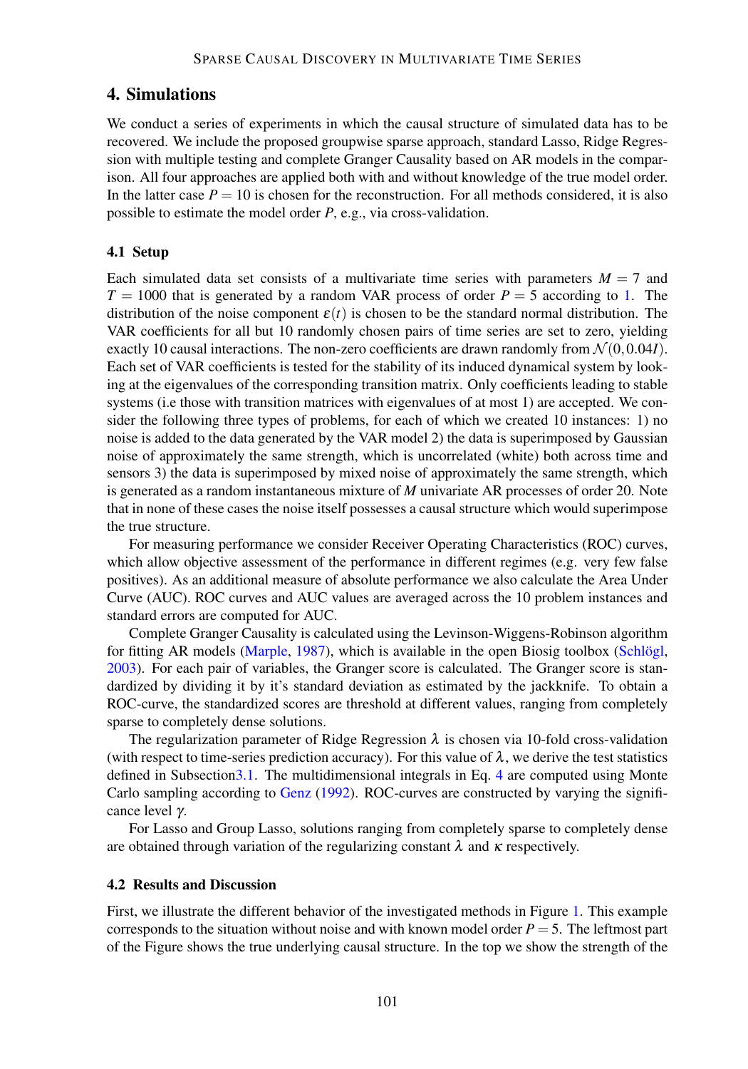## 4. Simulations

We conduct a series of experiments in which the causal structure of simulated data has to be recovered. We include the proposed groupwise sparse approach, standard Lasso, Ridge Regression with multiple testing and complete Granger Causality based on AR models in the comparison. All four approaches are applied both with and without knowledge of the true model order. In the latter case $P = 10$ is chosen for the reconstruction. For all methods considered, it is also possible to estimate the model order $P$, e.g., via cross-validation.

### 4.1 Setup

Each simulated data set consists of a multivariate time series with parameters $M = 7$ and $T = 1000$ that is generated by a random VAR process of order $P = 5$ according to 1. The distribution of the noise component $\varepsilon(t)$ is chosen to be the standard normal distribution. The VAR coefficients for all but 10 randomly chosen pairs of time series are set to zero, yielding exactly 10 causal interactions. The non-zero coefficients are drawn randomly from $\mathcal{N}(0, 0.04I)$. Each set of VAR coefficients is tested for the stability of its induced dynamical system by looking at the eigenvalues of the corresponding transition matrix. Only coefficients leading to stable systems (i.e those with transition matrices with eigenvalues of at most 1) are accepted. We consider the following three types of problems, for each of which we created 10 instances: 1) no noise is added to the data generated by the VAR model 2) the data is superimposed by Gaussian noise of approximately the same strength, which is uncorrelated (white) both across time and sensors 3) the data is superimposed by mixed noise of approximately the same strength, which is generated as a random instantaneous mixture of $M$ univariate AR processes of order 20. Note that in none of these cases the noise itself possesses a causal structure which would superimpose the true structure.

For measuring performance we consider Receiver Operating Characteristics (ROC) curves, which allow objective assessment of the performance in different regimes (e.g. very few false positives). As an additional measure of absolute performance we also calculate the Area Under Curve (AUC). ROC curves and AUC values are averaged across the 10 problem instances and standard errors are computed for AUC.

Complete Granger Causality is calculated using the Levinson-Wiggens-Robinson algorithm for fitting AR models (Marple, 1987), which is available in the open Biosig toolbox (Schlögl, 2003). For each pair of variables, the Granger score is calculated. The Granger score is standardized by dividing it by it's standard deviation as estimated by the jackknife. To obtain a ROC-curve, the standardized scores are threshold at different values, ranging from completely sparse to completely dense solutions.

The regularization parameter of Ridge Regression $\lambda$ is chosen via 10-fold cross-validation (with respect to time-series prediction accuracy). For this value of $\lambda$, we derive the test statistics defined in Subsection3.1. The multidimensional integrals in Eq. 4 are computed using Monte Carlo sampling according to Genz (1992). ROC-curves are constructed by varying the significance level $\gamma$.

For Lasso and Group Lasso, solutions ranging from completely sparse to completely dense are obtained through variation of the regularizing constant $\lambda$ and $\kappa$ respectively.

### 4.2 Results and Discussion

First, we illustrate the different behavior of the investigated methods in Figure 1. This example corresponds to the situation without noise and with known model order $P = 5$. The leftmost part of the Figure shows the true underlying causal structure. In the top we show the strength of the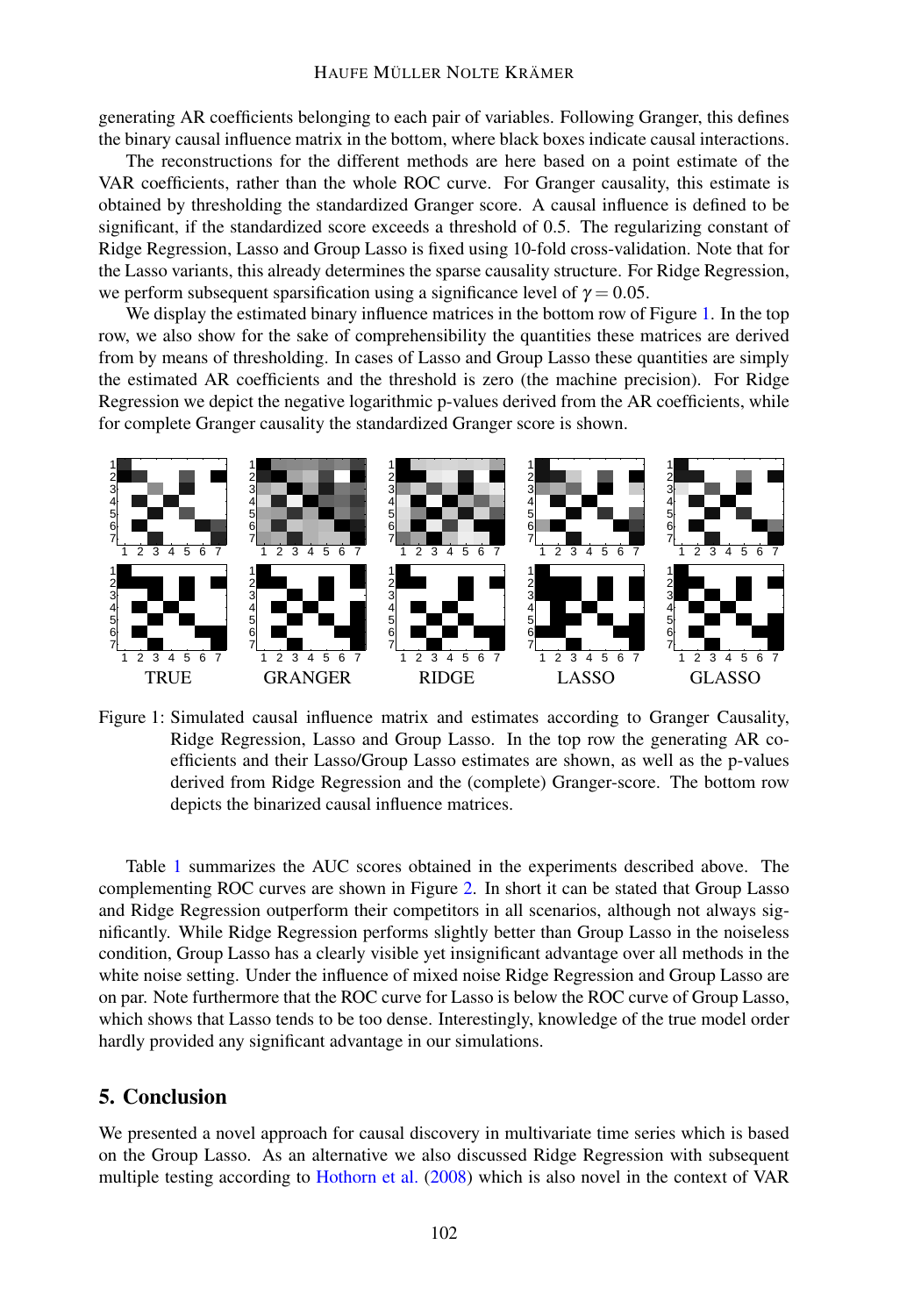generating AR coefficients belonging to each pair of variables. Following Granger, this defines the binary causal influence matrix in the bottom, where black boxes indicate causal interactions.

The reconstructions for the different methods are here based on a point estimate of the VAR coefficients, rather than the whole ROC curve. For Granger causality, this estimate is obtained by thresholding the standardized Granger score. A causal influence is defined to be significant, if the standardized score exceeds a threshold of 0.5. The regularizing constant of Ridge Regression, Lasso and Group Lasso is fixed using 10-fold cross-validation. Note that for the Lasso variants, this already determines the sparse causality structure. For Ridge Regression, we perform subsequent sparsification using a significance level of $\gamma = 0.05$.

We display the estimated binary influence matrices in the bottom row of Figure 1. In the top row, we also show for the sake of comprehensibility the quantities these matrices are derived from by means of thresholding. In cases of Lasso and Group Lasso these quantities are simply the estimated AR coefficients and the threshold is zero (the machine precision). For Ridge Regression we depict the negative logarithmic p-values derived from the AR coefficients, while for complete Granger causality the standardized Granger score is shown.

Figure 1: Simulated causal influence matrix and estimates according to Granger Causality, Ridge Regression, Lasso and Group Lasso. In the top row the generating AR coefficients and their Lasso/Group Lasso estimates are shown, as well as the p-values derived from Ridge Regression and the (complete) Granger-score. The bottom row depicts the binarized causal influence matrices.

Table 1 summarizes the AUC scores obtained in the experiments described above. The complementing ROC curves are shown in Figure 2. In short it can be stated that Group Lasso and Ridge Regression outperform their competitors in all scenarios, although not always significantly. While Ridge Regression performs slightly better than Group Lasso in the noiseless condition, Group Lasso has a clearly visible yet insignificant advantage over all methods in the white noise setting. Under the influence of mixed noise Ridge Regression and Group Lasso are on par. Note furthermore that the ROC curve for Lasso is below the ROC curve of Group Lasso, which shows that Lasso tends to be too dense. Interestingly, knowledge of the true model order hardly provided any significant advantage in our simulations.

## 5. Conclusion

We presented a novel approach for causal discovery in multivariate time series which is based on the Group Lasso. As an alternative we also discussed Ridge Regression with subsequent multiple testing according to Hothorn et al. (2008) which is also novel in the context of VAR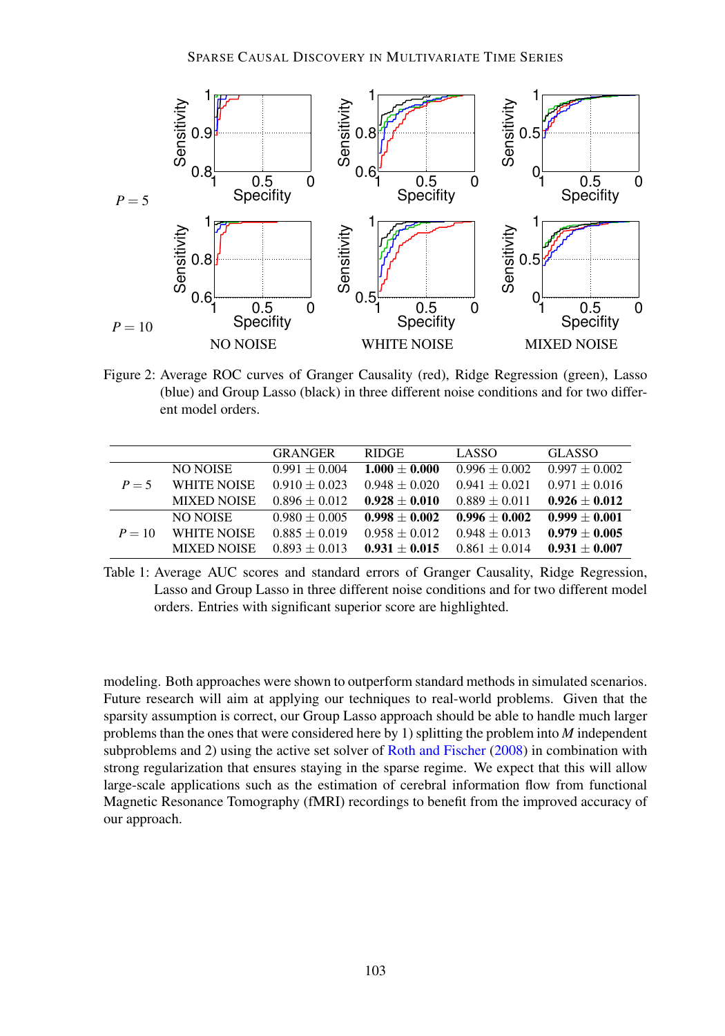Figure 2: Average ROC curves of Granger Causality (red), Ridge Regression (green), Lasso (blue) and Group Lasso (black) in three different noise conditions and for two different model orders.

| | | GRANGER | RIDGE | LASSO | GLASSO |
|---|---|---|---|---|---|
| $P = 5$ | NO NOISE | $0.991 \pm 0.004$ | $\mathbf{1.000 \pm 0.000}$ | $0.996 \pm 0.002$ | $0.997 \pm 0.002$ |
| | WHITE NOISE | $0.910 \pm 0.023$ | $0.948 \pm 0.020$ | $0.941 \pm 0.021$ | $0.971 \pm 0.016$ |
| | MIXED NOISE | $0.896 \pm 0.012$ | $\mathbf{0.928 \pm 0.010}$ | $0.889 \pm 0.011$ | $\mathbf{0.926 \pm 0.012}$ |
| $P = 10$ | NO NOISE | $0.980 \pm 0.005$ | $\mathbf{0.998 \pm 0.002}$ | $\mathbf{0.996 \pm 0.002}$ | $\mathbf{0.999 \pm 0.001}$ |
| | WHITE NOISE | $0.885 \pm 0.019$ | $0.958 \pm 0.012$ | $0.948 \pm 0.013$ | $\mathbf{0.979 \pm 0.005}$ |
| | MIXED NOISE | $0.893 \pm 0.013$ | $\mathbf{0.931 \pm 0.015}$ | $0.861 \pm 0.014$ | $\mathbf{0.931 \pm 0.007}$ |

Table 1: Average AUC scores and standard errors of Granger Causality, Ridge Regression, Lasso and Group Lasso in three different noise conditions and for two different model orders. Entries with significant superior score are highlighted.

modeling. Both approaches were shown to outperform standard methods in simulated scenarios. Future research will aim at applying our techniques to real-world problems. Given that the sparsity assumption is correct, our Group Lasso approach should be able to handle much larger problems than the ones that were considered here by 1) splitting the problem into $M$ independent subproblems and 2) using the active set solver of Roth and Fischer (2008) in combination with strong regularization that ensures staying in the sparse regime. We expect that this will allow large-scale applications such as the estimation of cerebral information flow from functional Magnetic Resonance Tomography (fMRI) recordings to benefit from the improved accuracy of our approach.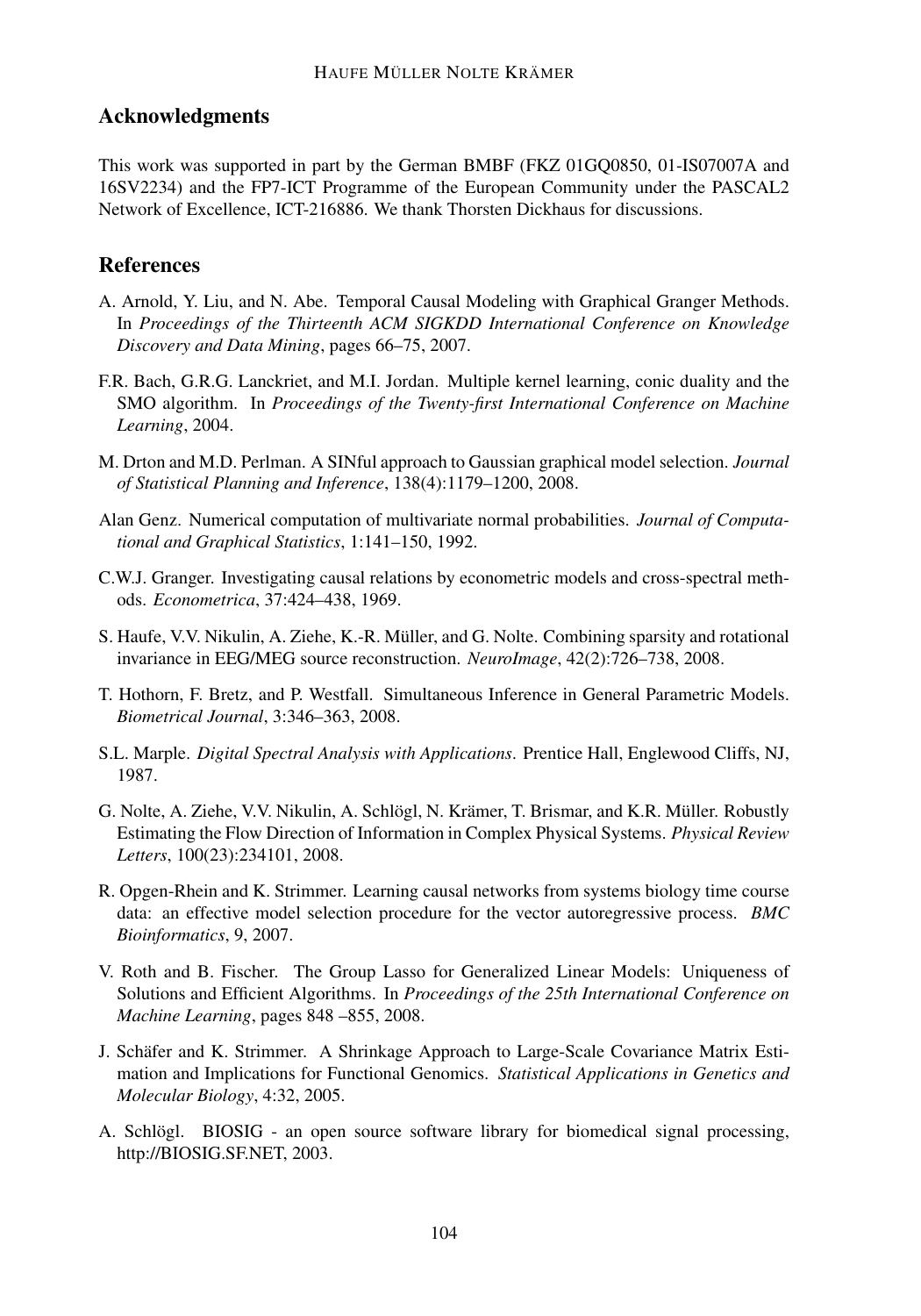## Acknowledgments

This work was supported in part by the German BMBF (FKZ 01GQ0850, 01-IS07007A and 16SV2234) and the FP7-ICT Programme of the European Community under the PASCAL2 Network of Excellence, ICT-216886. We thank Thorsten Dickhaus for discussions.

## References

A. Arnold, Y. Liu, and N. Abe. Temporal Causal Modeling with Graphical Granger Methods. In *Proceedings of the Thirteenth ACM SIGKDD International Conference on Knowledge Discovery and Data Mining*, pages 66–75, 2007.

F.R. Bach, G.R.G. Lanckriet, and M.I. Jordan. Multiple kernel learning, conic duality and the SMO algorithm. In *Proceedings of the Twenty-first International Conference on Machine Learning*, 2004.

M. Drton and M.D. Perlman. A SINful approach to Gaussian graphical model selection. *Journal of Statistical Planning and Inference*, 138(4):1179–1200, 2008.

Alan Genz. Numerical computation of multivariate normal probabilities. *Journal of Computational and Graphical Statistics*, 1:141–150, 1992.

C.W.J. Granger. Investigating causal relations by econometric models and cross-spectral methods. *Econometrica*, 37:424–438, 1969.

S. Haufe, V.V. Nikulin, A. Ziehe, K.-R. Müller, and G. Nolte. Combining sparsity and rotational invariance in EEG/MEG source reconstruction. *NeuroImage*, 42(2):726–738, 2008.

T. Hothorn, F. Bretz, and P. Westfall. Simultaneous Inference in General Parametric Models. *Biometrical Journal*, 3:346–363, 2008.

S.L. Marple. *Digital Spectral Analysis with Applications*. Prentice Hall, Englewood Cliffs, NJ, 1987.

G. Nolte, A. Ziehe, V.V. Nikulin, A. Schlögl, N. Krämer, T. Brismar, and K.R. Müller. Robustly Estimating the Flow Direction of Information in Complex Physical Systems. *Physical Review Letters*, 100(23):234101, 2008.

R. Opgen-Rhein and K. Strimmer. Learning causal networks from systems biology time course data: an effective model selection procedure for the vector autoregressive process. *BMC Bioinformatics*, 9, 2007.

V. Roth and B. Fischer. The Group Lasso for Generalized Linear Models: Uniqueness of Solutions and Efficient Algorithms. In *Proceedings of the 25th International Conference on Machine Learning*, pages 848 –855, 2008.

J. Schäfer and K. Strimmer. A Shrinkage Approach to Large-Scale Covariance Matrix Estimation and Implications for Functional Genomics. *Statistical Applications in Genetics and Molecular Biology*, 4:32, 2005.

A. Schlögl. BIOSIG - an open source software library for biomedical signal processing, http://BIOSIG.SF.NET, 2003.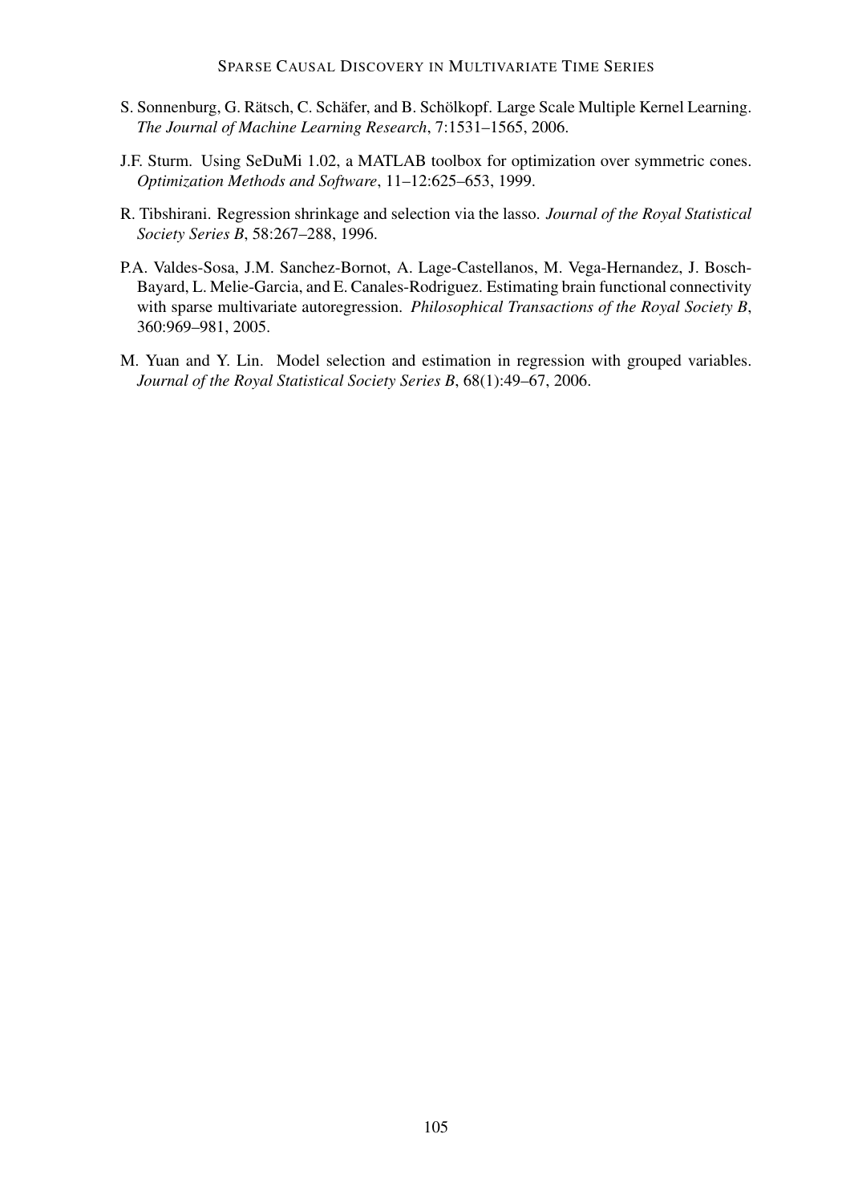S. Sonnenburg, G. Rätsch, C. Schäfer, and B. Schölkopf. Large Scale Multiple Kernel Learning. *The Journal of Machine Learning Research*, 7:1531–1565, 2006.

J.F. Sturm. Using SeDuMi 1.02, a MATLAB toolbox for optimization over symmetric cones. *Optimization Methods and Software*, 11–12:625–653, 1999.

R. Tibshirani. Regression shrinkage and selection via the lasso. *Journal of the Royal Statistical Society Series B*, 58:267–288, 1996.

P.A. Valdes-Sosa, J.M. Sanchez-Bornot, A. Lage-Castellanos, M. Vega-Hernandez, J. Bosch-Bayard, L. Melie-Garcia, and E. Canales-Rodriguez. Estimating brain functional connectivity with sparse multivariate autoregression. *Philosophical Transactions of the Royal Society B*, 360:969–981, 2005.

M. Yuan and Y. Lin. Model selection and estimation in regression with grouped variables. *Journal of the Royal Statistical Society Series B*, 68(1):49–67, 2006.